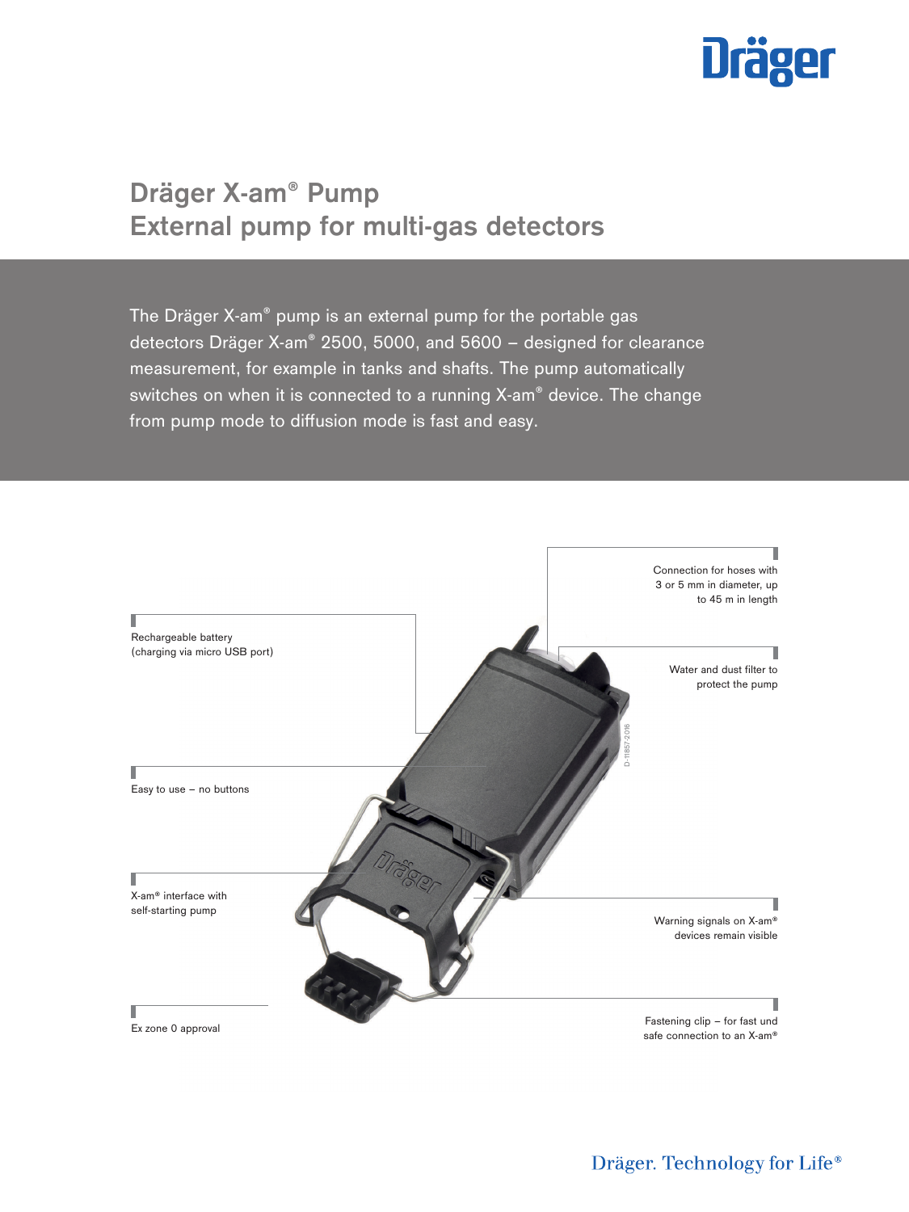# Dräger X-am® Pump
## External pump for multi-gas detectors

The Dräger X-am® pump is an external pump for the portable gas detectors Dräger X-am® 2500, 5000, and 5600 – designed for clearance measurement, for example in tanks and shafts. The pump automatically switches on when it is connected to a running X-am® device. The change from pump mode to diffusion mode is fast and easy.

Rechargeable battery (charging via micro USB port)

Easy to use – no buttons

X-am® interface with self-starting pump

Ex zone 0 approval

Connection for hoses with 3 or 5 mm in diameter, up to 45 m in length

Water and dust filter to protect the pump

Warning signals on X-am® devices remain visible

Fastening clip – for fast und safe connection to an X-am®

D-11857-2016

Dräger. Technology for Life®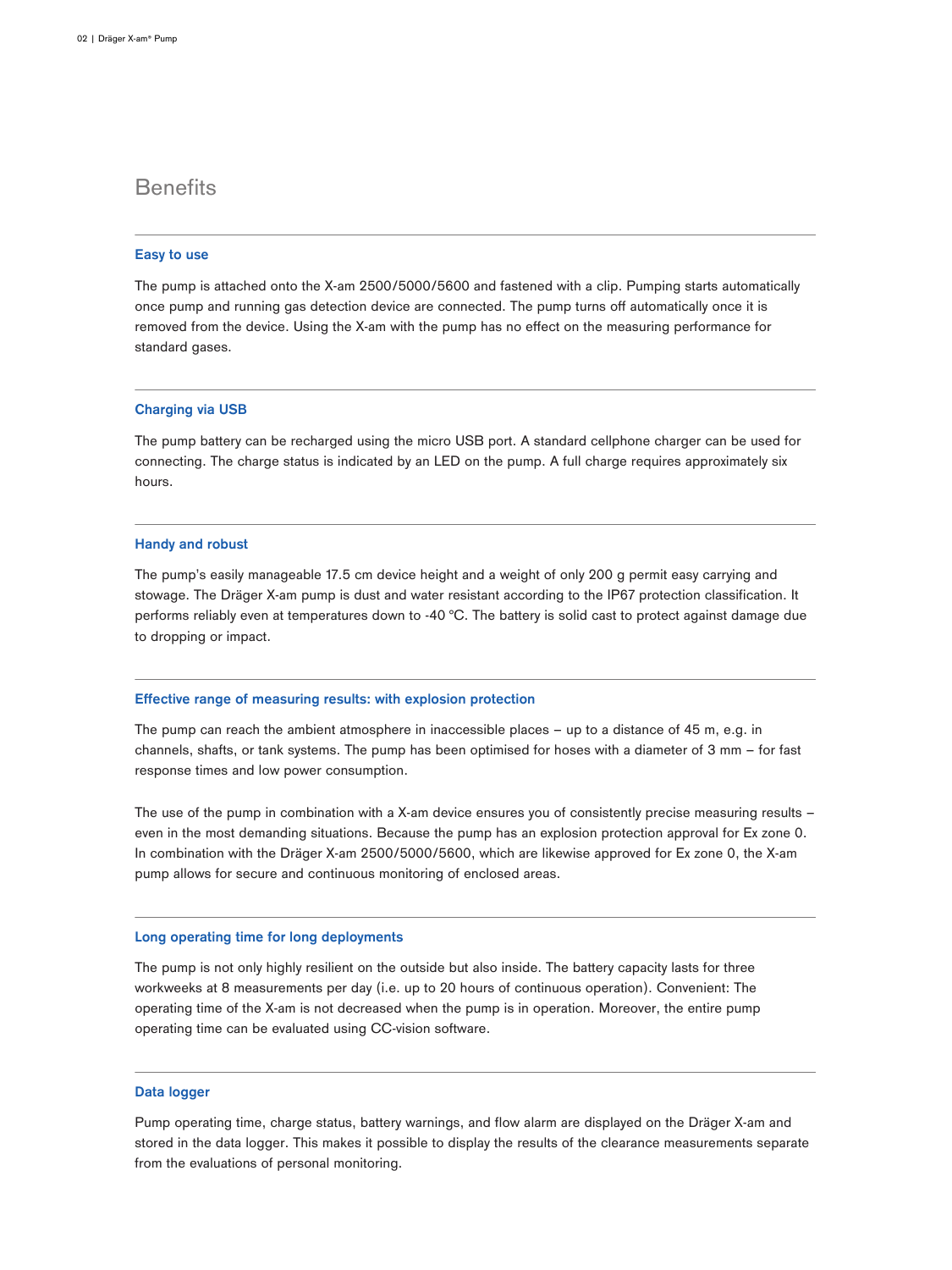## Benefits

### Easy to use

The pump is attached onto the X-am 2500/5000/5600 and fastened with a clip. Pumping starts automatically once pump and running gas detection device are connected. The pump turns off automatically once it is removed from the device. Using the X-am with the pump has no effect on the measuring performance for standard gases.

### Charging via USB

The pump battery can be recharged using the micro USB port. A standard cellphone charger can be used for connecting. The charge status is indicated by an LED on the pump. A full charge requires approximately six hours.

### Handy and robust

The pump's easily manageable 17.5 cm device height and a weight of only 200 g permit easy carrying and stowage. The Dräger X-am pump is dust and water resistant according to the IP67 protection classification. It performs reliably even at temperatures down to -40 °C. The battery is solid cast to protect against damage due to dropping or impact.

### Effective range of measuring results: with explosion protection

The pump can reach the ambient atmosphere in inaccessible places – up to a distance of 45 m, e.g. in channels, shafts, or tank systems. The pump has been optimised for hoses with a diameter of 3 mm – for fast response times and low power consumption.

The use of the pump in combination with a X-am device ensures you of consistently precise measuring results – even in the most demanding situations. Because the pump has an explosion protection approval for Ex zone 0. In combination with the Dräger X-am 2500/5000/5600, which are likewise approved for Ex zone 0, the X-am pump allows for secure and continuous monitoring of enclosed areas.

### Long operating time for long deployments

The pump is not only highly resilient on the outside but also inside. The battery capacity lasts for three workweeks at 8 measurements per day (i.e. up to 20 hours of continuous operation). Convenient: The operating time of the X-am is not decreased when the pump is in operation. Moreover, the entire pump operating time can be evaluated using CC-vision software.

### Data logger

Pump operating time, charge status, battery warnings, and flow alarm are displayed on the Dräger X-am and stored in the data logger. This makes it possible to display the results of the clearance measurements separate from the evaluations of personal monitoring.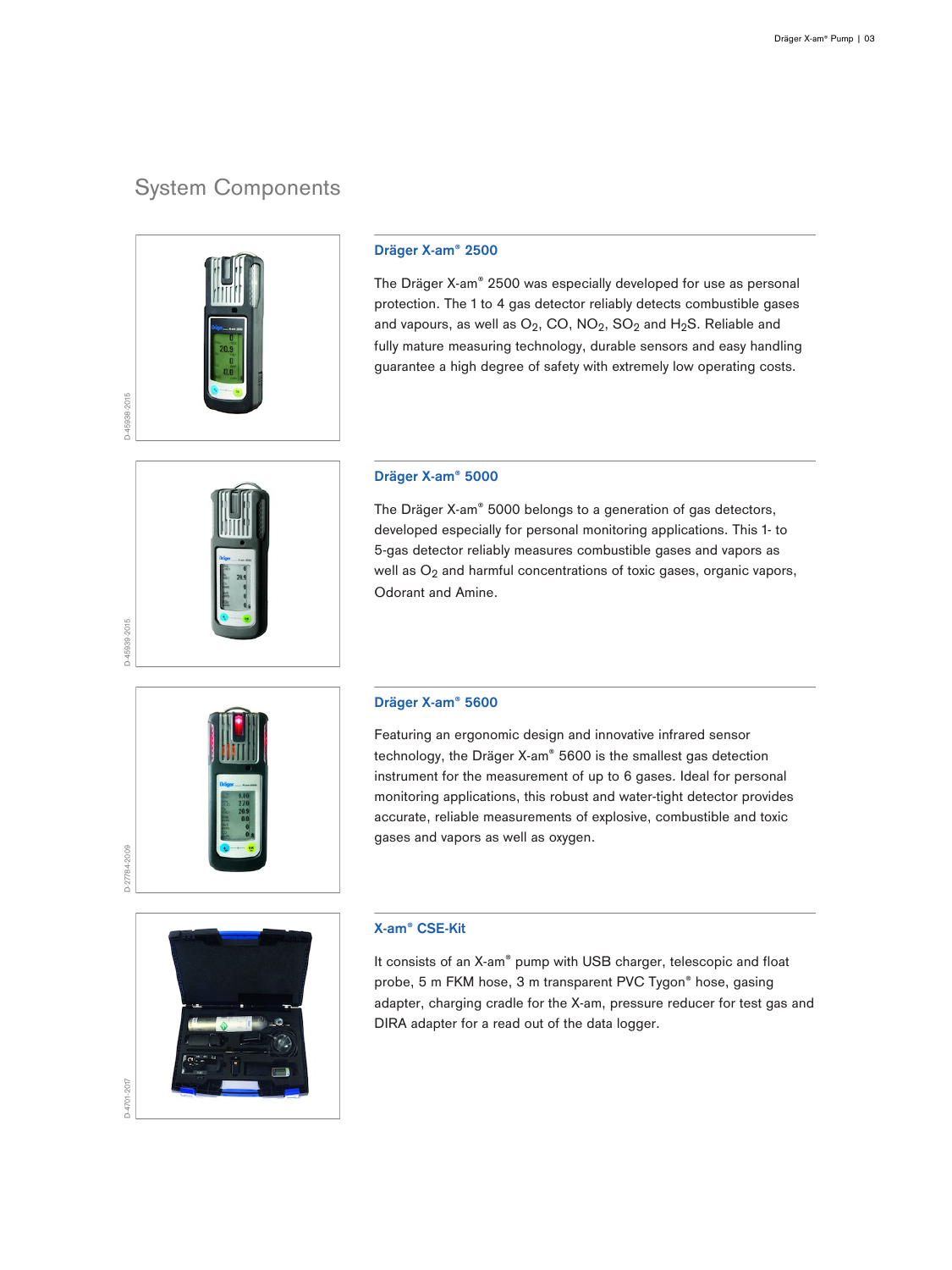## System Components

### Dräger X-am® 2500

The Dräger X-am® 2500 was especially developed for use as personal protection. The 1 to 4 gas detector reliably detects combustible gases and vapours, as well as $O_2$, CO, $NO_2$, $SO_2$ and $H_2S$. Reliable and fully mature measuring technology, durable sensors and easy handling guarantee a high degree of safety with extremely low operating costs.

D-45938-2015

### Dräger X-am® 5000

The Dräger X-am® 5000 belongs to a generation of gas detectors, developed especially for personal monitoring applications. This 1- to 5-gas detector reliably measures combustible gases and vapors as well as $O_2$ and harmful concentrations of toxic gases, organic vapors, Odorant and Amine.

D-45939-2015

### Dräger X-am® 5600

Featuring an ergonomic design and innovative infrared sensor technology, the Dräger X-am® 5600 is the smallest gas detection instrument for the measurement of up to 6 gases. Ideal for personal monitoring applications, this robust and water-tight detector provides accurate, reliable measurements of explosive, combustible and toxic gases and vapors as well as oxygen.

D-27784-2009

### X-am® CSE-Kit

It consists of an X-am® pump with USB charger, telescopic and float probe, 5 m FKM hose, 3 m transparent PVC Tygon® hose, gasing adapter, charging cradle for the X-am, pressure reducer for test gas and DIRA adapter for a read out of the data logger.

D-4701-2017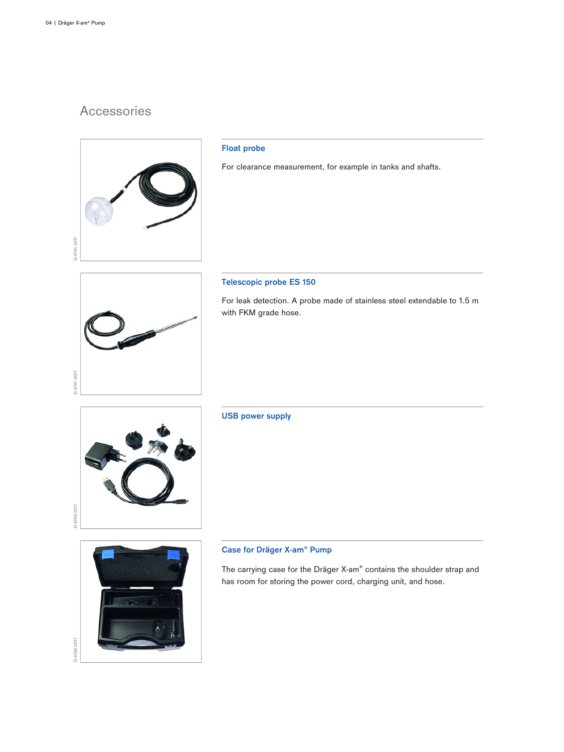# Accessories

## Float probe

For clearance measurement, for example in tanks and shafts.

## Telescopic probe ES 150

For leak detection. A probe made of stainless steel extendable to 1.5 m with FKM grade hose.

## USB power supply

## Case for Dräger X-am® Pump

The carrying case for the Dräger X-am® contains the shoulder strap and has room for storing the power cord, charging unit, and hose.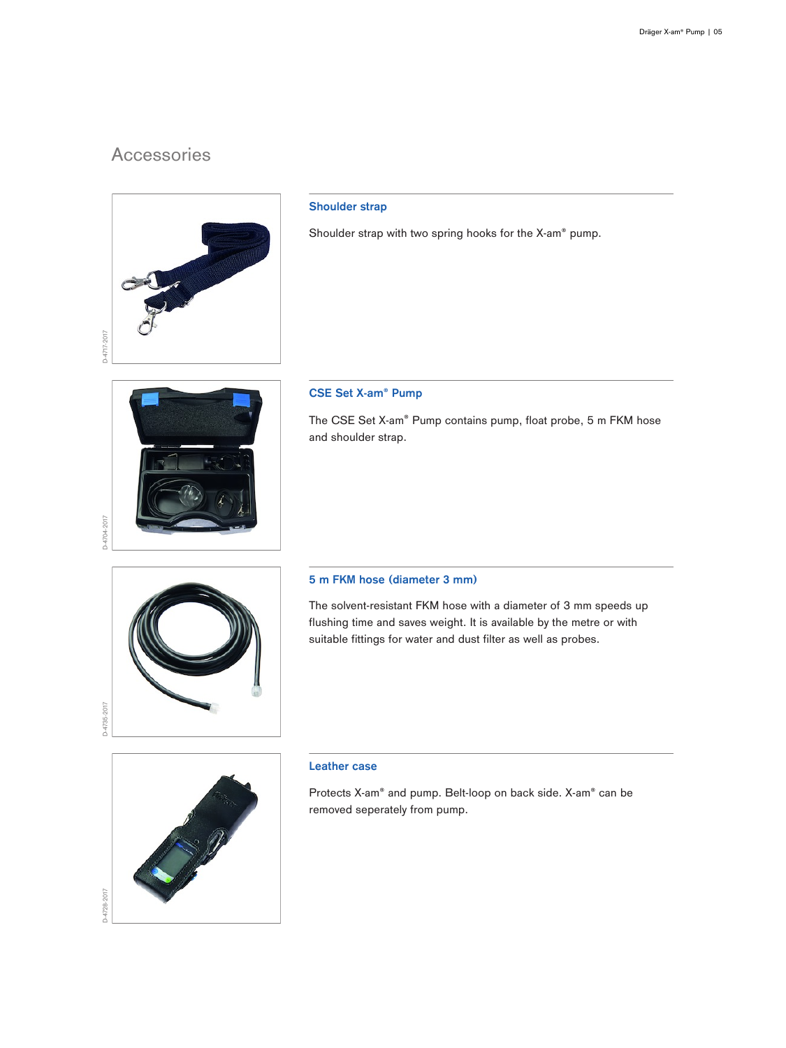# Accessories

### Shoulder strap

Shoulder strap with two spring hooks for the X-am® pump.

### CSE Set X-am® Pump

The CSE Set X-am® Pump contains pump, float probe, 5 m FKM hose and shoulder strap.

### 5 m FKM hose (diameter 3 mm)

The solvent-resistant FKM hose with a diameter of 3 mm speeds up flushing time and saves weight. It is available by the metre or with suitable fittings for water and dust filter as well as probes.

### Leather case

Protects X-am® and pump. Belt-loop on back side. X-am® can be removed seperately from pump.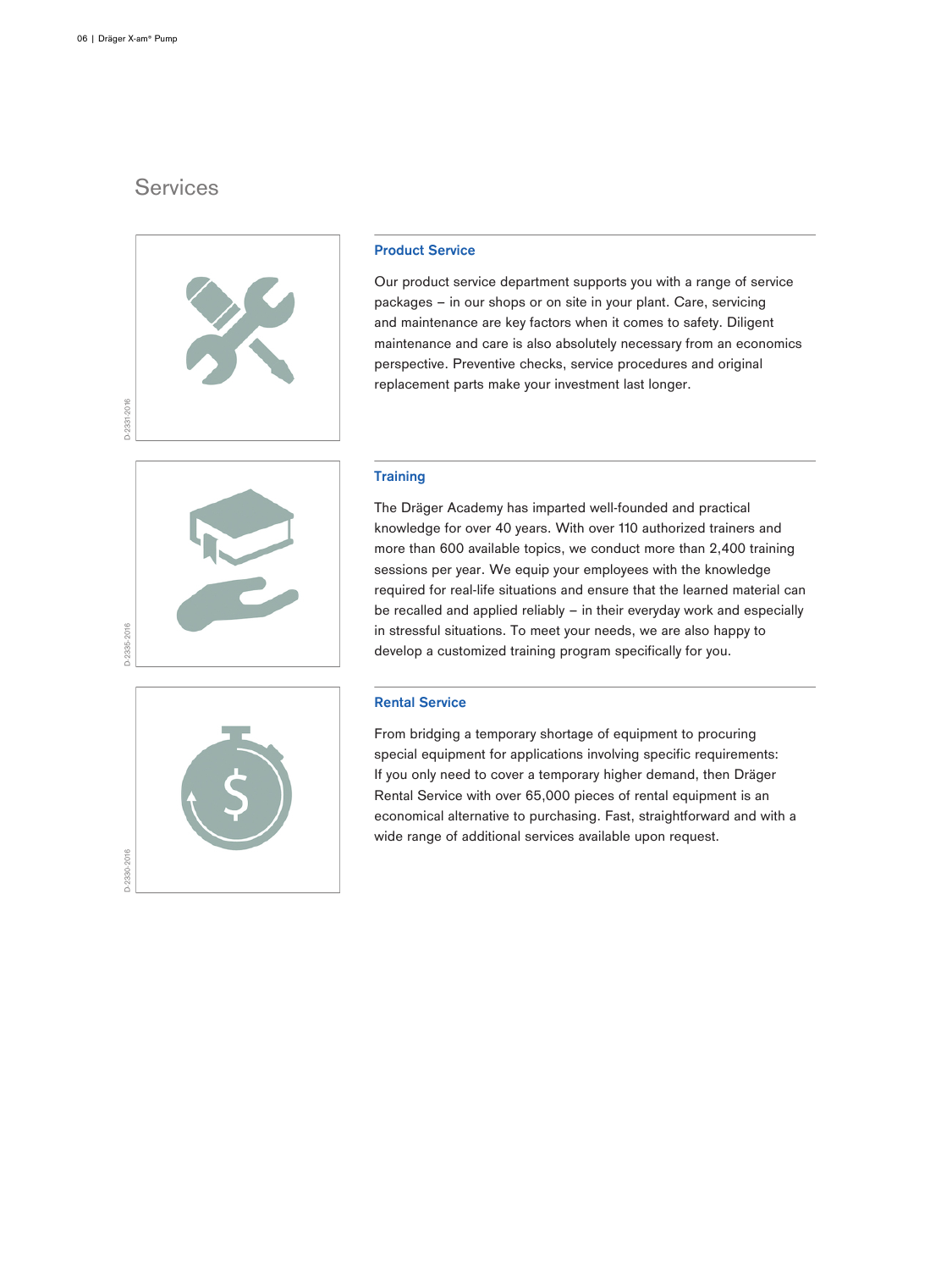# Services

## Product Service

Our product service department supports you with a range of service packages – in our shops or on site in your plant. Care, servicing and maintenance are key factors when it comes to safety. Diligent maintenance and care is also absolutely necessary from an economics perspective. Preventive checks, service procedures and original replacement parts make your investment last longer.

## Training

The Dräger Academy has imparted well-founded and practical knowledge for over 40 years. With over 110 authorized trainers and more than 600 available topics, we conduct more than 2,400 training sessions per year. We equip your employees with the knowledge required for real-life situations and ensure that the learned material can be recalled and applied reliably – in their everyday work and especially in stressful situations. To meet your needs, we are also happy to develop a customized training program specifically for you.

## Rental Service

From bridging a temporary shortage of equipment to procuring special equipment for applications involving specific requirements: If you only need to cover a temporary higher demand, then Dräger Rental Service with over 65,000 pieces of rental equipment is an economical alternative to purchasing. Fast, straightforward and with a wide range of additional services available upon request.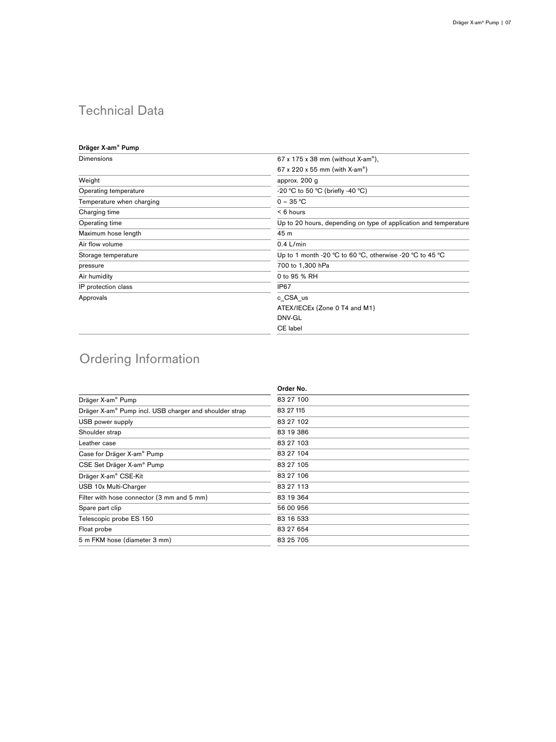## Technical Data

| Dräger X-am® Pump | |
|---|---|
| Dimensions | 67 x 175 x 38 mm (without X-am®),<br>67 x 220 x 55 mm (with X-am®) |
| Weight | approx. 200 g |
| Operating temperature | -20 °C to 50 °C (briefly -40 °C) |
| Temperature when charging | 0 – 35 °C |
| Charging time | < 6 hours |
| Operating time | Up to 20 hours, depending on type of application and temperature |
| Maximum hose length | 45 m |
| Air flow volume | 0.4 L/min |
| Storage temperature | Up to 1 month -20 °C to 60 °C, otherwise -20 °C to 45 °C |
| pressure | 700 to 1,300 hPa |
| Air humidity | 0 to 95 % RH |
| IP protection class | IP67 |
| Approvals | c_CSA_us<br>ATEX/IECEx (Zone 0 T4 and M1)<br>DNV-GL<br>CE label |

## Ordering Information

| | Order No. |
|---|---|
| Dräger X-am® Pump | 83 27 100 |
| Dräger X-am® Pump incl. USB charger and shoulder strap | 83 27 115 |
| USB power supply | 83 27 102 |
| Shoulder strap | 83 19 386 |
| Leather case | 83 27 103 |
| Case for Dräger X-am® Pump | 83 27 104 |
| CSE Set Dräger X-am® Pump | 83 27 105 |
| Dräger X-am® CSE-Kit | 83 27 106 |
| USB 10x Multi-Charger | 83 27 113 |
| Filter with hose connector (3 mm and 5 mm) | 83 19 364 |
| Spare part clip | 56 00 956 |
| Telescopic probe ES 150 | 83 16 533 |
| Float probe | 83 27 654 |
| 5 m FKM hose (diameter 3 mm) | 83 25 705 |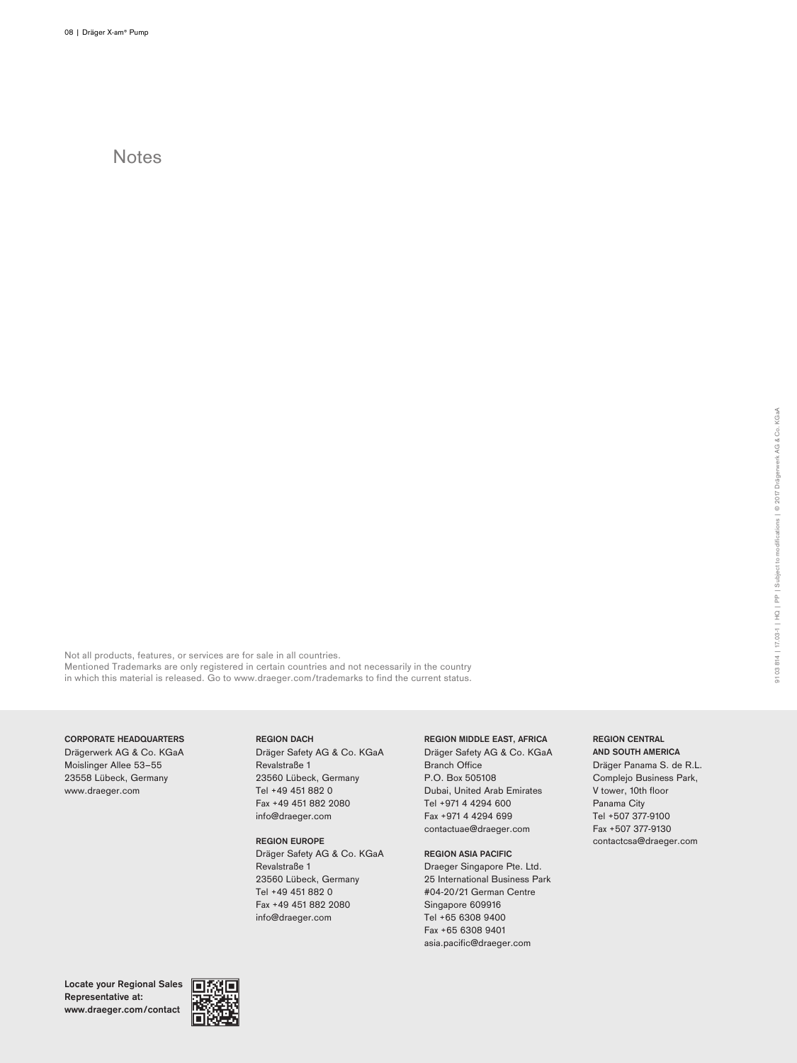## Notes

Not all products, features, or services are for sale in all countries.
Mentioned Trademarks are only registered in certain countries and not necessarily in the country in which this material is released. Go to www.draeger.com/trademarks to find the current status.

91 03 814 | 17.03-1 | HQ | PP | Subject to modifications | © 2017 Drägerwerk AG & Co. KGaA

**CORPORATE HEADQUARTERS**
Drägerwerk AG & Co. KGaA
Moislinger Allee 53–55
23558 Lübeck, Germany
www.draeger.com

**REGION DACH**
Dräger Safety AG & Co. KGaA
Revalstraße 1
23560 Lübeck, Germany
Tel +49 451 882 0
Fax +49 451 882 2080
info@draeger.com

**REGION EUROPE**
Dräger Safety AG & Co. KGaA
Revalstraße 1
23560 Lübeck, Germany
Tel +49 451 882 0
Fax +49 451 882 2080
info@draeger.com

**REGION MIDDLE EAST, AFRICA**
Dräger Safety AG & Co. KGaA
Branch Office
P.O. Box 505108
Dubai, United Arab Emirates
Tel +971 4 4294 600
Fax +971 4 4294 699
contactuae@draeger.com

**REGION ASIA PACIFIC**
Draeger Singapore Pte. Ltd.
25 International Business Park
#04-20/21 German Centre
Singapore 609916
Tel +65 6308 9400
Fax +65 6308 9401
asia.pacific@draeger.com

**REGION CENTRAL AND SOUTH AMERICA**
Dräger Panama S. de R.L.
Complejo Business Park,
V tower, 10th floor
Panama City
Tel +507 377-9100
Fax +507 377-9130
contactcsa@draeger.com

**Locate your Regional Sales Representative at:**
**www.draeger.com/contact**